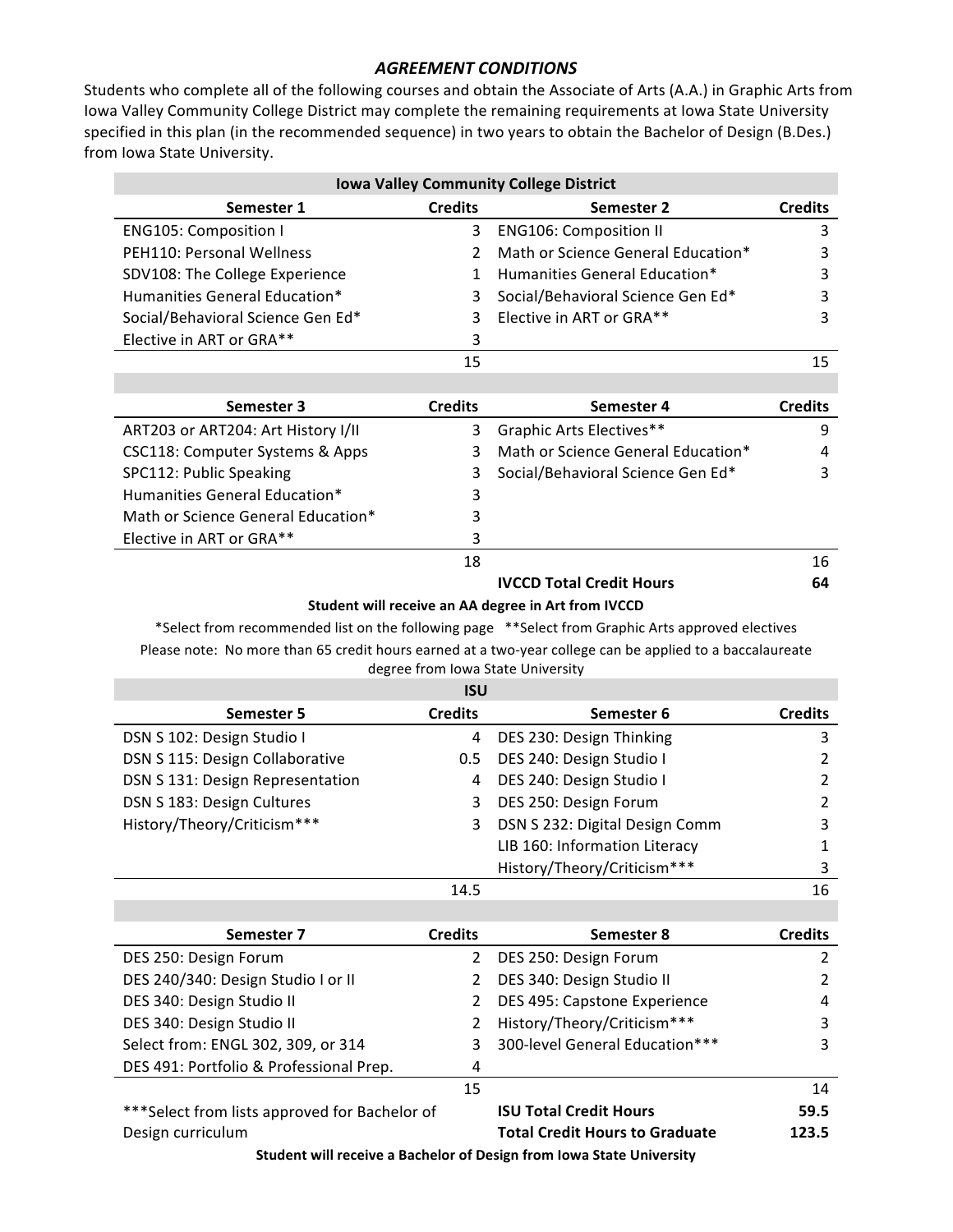## *AGREEMENT CONDITIONS*

Students who complete all of the following courses and obtain the Associate of Arts (A.A.) in Graphic Arts from Iowa Valley Community College District may complete the remaining requirements at Iowa State University specified in this plan (in the recommended sequence) in two years to obtain the Bachelor of Design (B.Des.) from Iowa State University.

| **Iowa Valley Community College District** | | | |
|---|---|---|---|
| **Semester 1** | **Credits** | **Semester 2** | **Credits** |
| ENG105: Composition I | 3 | ENG106: Composition II | 3 |
| PEH110: Personal Wellness | 2 | Math or Science General Education* | 3 |
| SDV108: The College Experience | 1 | Humanities General Education* | 3 |
| Humanities General Education* | 3 | Social/Behavioral Science Gen Ed* | 3 |
| Social/Behavioral Science Gen Ed* | 3 | Elective in ART or GRA** | 3 |
| Elective in ART or GRA** | 3 | | |
| | 15 | | 15 |
| **Semester 3** | **Credits** | **Semester 4** | **Credits** |
| ART203 or ART204: Art History I/II | 3 | Graphic Arts Electives** | 9 |
| CSC118: Computer Systems & Apps | 3 | Math or Science General Education* | 4 |
| SPC112: Public Speaking | 3 | Social/Behavioral Science Gen Ed* | 3 |
| Humanities General Education* | 3 | | |
| Math or Science General Education* | 3 | | |
| Elective in ART or GRA** | 3 | | |
| | 18 | | 16 |
| | | **IVCCD Total Credit Hours** | **64** |

**Student will receive an AA degree in Art from IVCCD**

*Select from recommended list on the following page **Select from Graphic Arts approved electives

Please note: No more than 65 credit hours earned at a two-year college can be applied to a baccalaureate degree from Iowa State University

| **ISU** | | | |
|---|---|---|---|
| **Semester 5** | **Credits** | **Semester 6** | **Credits** |
| DSN S 102: Design Studio I | 4 | DES 230: Design Thinking | 3 |
| DSN S 115: Design Collaborative | 0.5 | DES 240: Design Studio I | 2 |
| DSN S 131: Design Representation | 4 | DES 240: Design Studio I | 2 |
| DSN S 183: Design Cultures | 3 | DES 250: Design Forum | 2 |
| History/Theory/Criticism*** | 3 | DSN S 232: Digital Design Comm | 3 |
| | | LIB 160: Information Literacy | 1 |
| | | History/Theory/Criticism*** | 3 |
| | 14.5 | | 16 |
| **Semester 7** | **Credits** | **Semester 8** | **Credits** |
| DES 250: Design Forum | 2 | DES 250: Design Forum | 2 |
| DES 240/340: Design Studio I or II | 2 | DES 340: Design Studio II | 2 |
| DES 340: Design Studio II | 2 | DES 495: Capstone Experience | 4 |
| DES 340: Design Studio II | 2 | History/Theory/Criticism*** | 3 |
| Select from: ENGL 302, 309, or 314 | 3 | 300-level General Education*** | 3 |
| DES 491: Portfolio & Professional Prep. | 4 | | |
| | 15 | | 14 |
| ***Select from lists approved for Bachelor of Design curriculum | | **ISU Total Credit Hours** | **59.5** |
| | | **Total Credit Hours to Graduate** | **123.5** |

**Student will receive a Bachelor of Design from Iowa State University**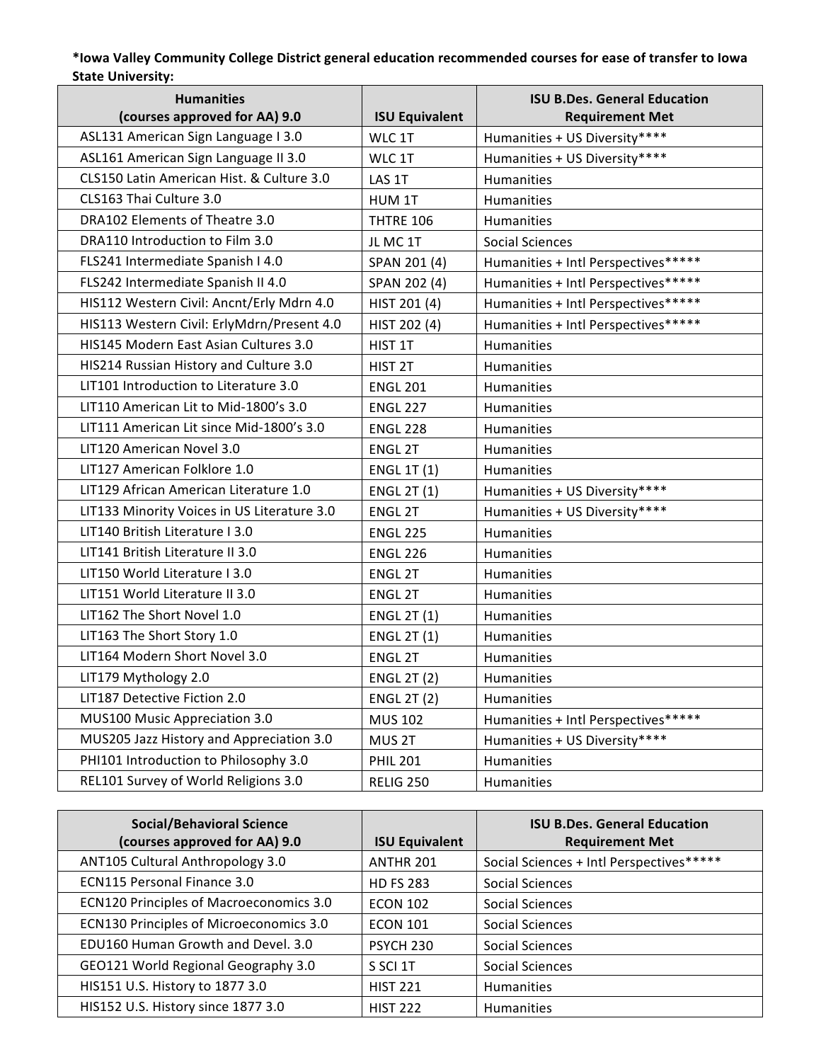**\*Iowa Valley Community College District general education recommended courses for ease of transfer to Iowa State University:**

| Humanities (courses approved for AA) 9.0 | ISU Equivalent | ISU B.Des. General Education Requirement Met |
|---|---|---|
| ASL131 American Sign Language I 3.0 | WLC 1T | Humanities + US Diversity**** |
| ASL161 American Sign Language II 3.0 | WLC 1T | Humanities + US Diversity**** |
| CLS150 Latin American Hist. & Culture 3.0 | LAS 1T | Humanities |
| CLS163 Thai Culture 3.0 | HUM 1T | Humanities |
| DRA102 Elements of Theatre 3.0 | THTRE 106 | Humanities |
| DRA110 Introduction to Film 3.0 | JL MC 1T | Social Sciences |
| FLS241 Intermediate Spanish I 4.0 | SPAN 201 (4) | Humanities + Intl Perspectives***** |
| FLS242 Intermediate Spanish II 4.0 | SPAN 202 (4) | Humanities + Intl Perspectives***** |
| HIS112 Western Civil: Ancnt/Erly Mdrn 4.0 | HIST 201 (4) | Humanities + Intl Perspectives***** |
| HIS113 Western Civil: ErlyMdrn/Present 4.0 | HIST 202 (4) | Humanities + Intl Perspectives***** |
| HIS145 Modern East Asian Cultures 3.0 | HIST 1T | Humanities |
| HIS214 Russian History and Culture 3.0 | HIST 2T | Humanities |
| LIT101 Introduction to Literature 3.0 | ENGL 201 | Humanities |
| LIT110 American Lit to Mid-1800's 3.0 | ENGL 227 | Humanities |
| LIT111 American Lit since Mid-1800's 3.0 | ENGL 228 | Humanities |
| LIT120 American Novel 3.0 | ENGL 2T | Humanities |
| LIT127 American Folklore 1.0 | ENGL 1T (1) | Humanities |
| LIT129 African American Literature 1.0 | ENGL 2T (1) | Humanities + US Diversity**** |
| LIT133 Minority Voices in US Literature 3.0 | ENGL 2T | Humanities + US Diversity**** |
| LIT140 British Literature I 3.0 | ENGL 225 | Humanities |
| LIT141 British Literature II 3.0 | ENGL 226 | Humanities |
| LIT150 World Literature I 3.0 | ENGL 2T | Humanities |
| LIT151 World Literature II 3.0 | ENGL 2T | Humanities |
| LIT162 The Short Novel 1.0 | ENGL 2T (1) | Humanities |
| LIT163 The Short Story 1.0 | ENGL 2T (1) | Humanities |
| LIT164 Modern Short Novel 3.0 | ENGL 2T | Humanities |
| LIT179 Mythology 2.0 | ENGL 2T (2) | Humanities |
| LIT187 Detective Fiction 2.0 | ENGL 2T (2) | Humanities |
| MUS100 Music Appreciation 3.0 | MUS 102 | Humanities + Intl Perspectives***** |
| MUS205 Jazz History and Appreciation 3.0 | MUS 2T | Humanities + US Diversity**** |
| PHI101 Introduction to Philosophy 3.0 | PHIL 201 | Humanities |
| REL101 Survey of World Religions 3.0 | RELIG 250 | Humanities |

| Social/Behavioral Science (courses approved for AA) 9.0 | ISU Equivalent | ISU B.Des. General Education Requirement Met |
|---|---|---|
| ANT105 Cultural Anthropology 3.0 | ANTHR 201 | Social Sciences + Intl Perspectives***** |
| ECN115 Personal Finance 3.0 | HD FS 283 | Social Sciences |
| ECN120 Principles of Macroeconomics 3.0 | ECON 102 | Social Sciences |
| ECN130 Principles of Microeconomics 3.0 | ECON 101 | Social Sciences |
| EDU160 Human Growth and Devel. 3.0 | PSYCH 230 | Social Sciences |
| GEO121 World Regional Geography 3.0 | S SCI 1T | Social Sciences |
| HIS151 U.S. History to 1877 3.0 | HIST 221 | Humanities |
| HIS152 U.S. History since 1877 3.0 | HIST 222 | Humanities |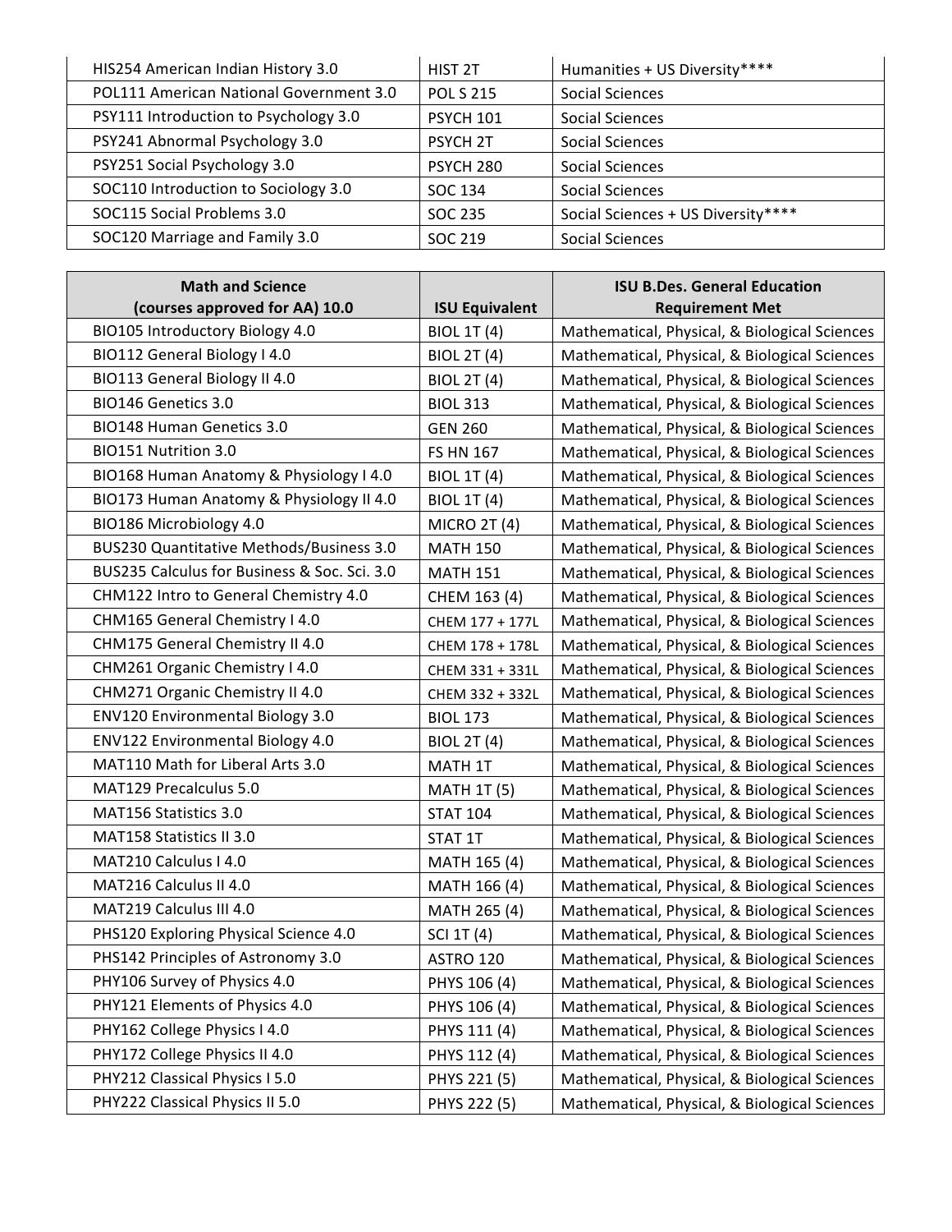| | | |
|---|---|---|
| HIS254 American Indian History 3.0 | HIST 2T | Humanities + US Diversity**** |
| POL111 American National Government 3.0 | POL S 215 | Social Sciences |
| PSY111 Introduction to Psychology 3.0 | PSYCH 101 | Social Sciences |
| PSY241 Abnormal Psychology 3.0 | PSYCH 2T | Social Sciences |
| PSY251 Social Psychology 3.0 | PSYCH 280 | Social Sciences |
| SOC110 Introduction to Sociology 3.0 | SOC 134 | Social Sciences |
| SOC115 Social Problems 3.0 | SOC 235 | Social Sciences + US Diversity**** |
| SOC120 Marriage and Family 3.0 | SOC 219 | Social Sciences |

| Math and Science (courses approved for AA) 10.0 | ISU Equivalent | ISU B.Des. General Education Requirement Met |
|---|---|---|
| BIO105 Introductory Biology 4.0 | BIOL 1T (4) | Mathematical, Physical, & Biological Sciences |
| BIO112 General Biology I 4.0 | BIOL 2T (4) | Mathematical, Physical, & Biological Sciences |
| BIO113 General Biology II 4.0 | BIOL 2T (4) | Mathematical, Physical, & Biological Sciences |
| BIO146 Genetics 3.0 | BIOL 313 | Mathematical, Physical, & Biological Sciences |
| BIO148 Human Genetics 3.0 | GEN 260 | Mathematical, Physical, & Biological Sciences |
| BIO151 Nutrition 3.0 | FS HN 167 | Mathematical, Physical, & Biological Sciences |
| BIO168 Human Anatomy & Physiology I 4.0 | BIOL 1T (4) | Mathematical, Physical, & Biological Sciences |
| BIO173 Human Anatomy & Physiology II 4.0 | BIOL 1T (4) | Mathematical, Physical, & Biological Sciences |
| BIO186 Microbiology 4.0 | MICRO 2T (4) | Mathematical, Physical, & Biological Sciences |
| BUS230 Quantitative Methods/Business 3.0 | MATH 150 | Mathematical, Physical, & Biological Sciences |
| BUS235 Calculus for Business & Soc. Sci. 3.0 | MATH 151 | Mathematical, Physical, & Biological Sciences |
| CHM122 Intro to General Chemistry 4.0 | CHEM 163 (4) | Mathematical, Physical, & Biological Sciences |
| CHM165 General Chemistry I 4.0 | CHEM 177 + 177L | Mathematical, Physical, & Biological Sciences |
| CHM175 General Chemistry II 4.0 | CHEM 178 + 178L | Mathematical, Physical, & Biological Sciences |
| CHM261 Organic Chemistry I 4.0 | CHEM 331 + 331L | Mathematical, Physical, & Biological Sciences |
| CHM271 Organic Chemistry II 4.0 | CHEM 332 + 332L | Mathematical, Physical, & Biological Sciences |
| ENV120 Environmental Biology 3.0 | BIOL 173 | Mathematical, Physical, & Biological Sciences |
| ENV122 Environmental Biology 4.0 | BIOL 2T (4) | Mathematical, Physical, & Biological Sciences |
| MAT110 Math for Liberal Arts 3.0 | MATH 1T | Mathematical, Physical, & Biological Sciences |
| MAT129 Precalculus 5.0 | MATH 1T (5) | Mathematical, Physical, & Biological Sciences |
| MAT156 Statistics 3.0 | STAT 104 | Mathematical, Physical, & Biological Sciences |
| MAT158 Statistics II 3.0 | STAT 1T | Mathematical, Physical, & Biological Sciences |
| MAT210 Calculus I 4.0 | MATH 165 (4) | Mathematical, Physical, & Biological Sciences |
| MAT216 Calculus II 4.0 | MATH 166 (4) | Mathematical, Physical, & Biological Sciences |
| MAT219 Calculus III 4.0 | MATH 265 (4) | Mathematical, Physical, & Biological Sciences |
| PHS120 Exploring Physical Science 4.0 | SCI 1T (4) | Mathematical, Physical, & Biological Sciences |
| PHS142 Principles of Astronomy 3.0 | ASTRO 120 | Mathematical, Physical, & Biological Sciences |
| PHY106 Survey of Physics 4.0 | PHYS 106 (4) | Mathematical, Physical, & Biological Sciences |
| PHY121 Elements of Physics 4.0 | PHYS 106 (4) | Mathematical, Physical, & Biological Sciences |
| PHY162 College Physics I 4.0 | PHYS 111 (4) | Mathematical, Physical, & Biological Sciences |
| PHY172 College Physics II 4.0 | PHYS 112 (4) | Mathematical, Physical, & Biological Sciences |
| PHY212 Classical Physics I 5.0 | PHYS 221 (5) | Mathematical, Physical, & Biological Sciences |
| PHY222 Classical Physics II 5.0 | PHYS 222 (5) | Mathematical, Physical, & Biological Sciences |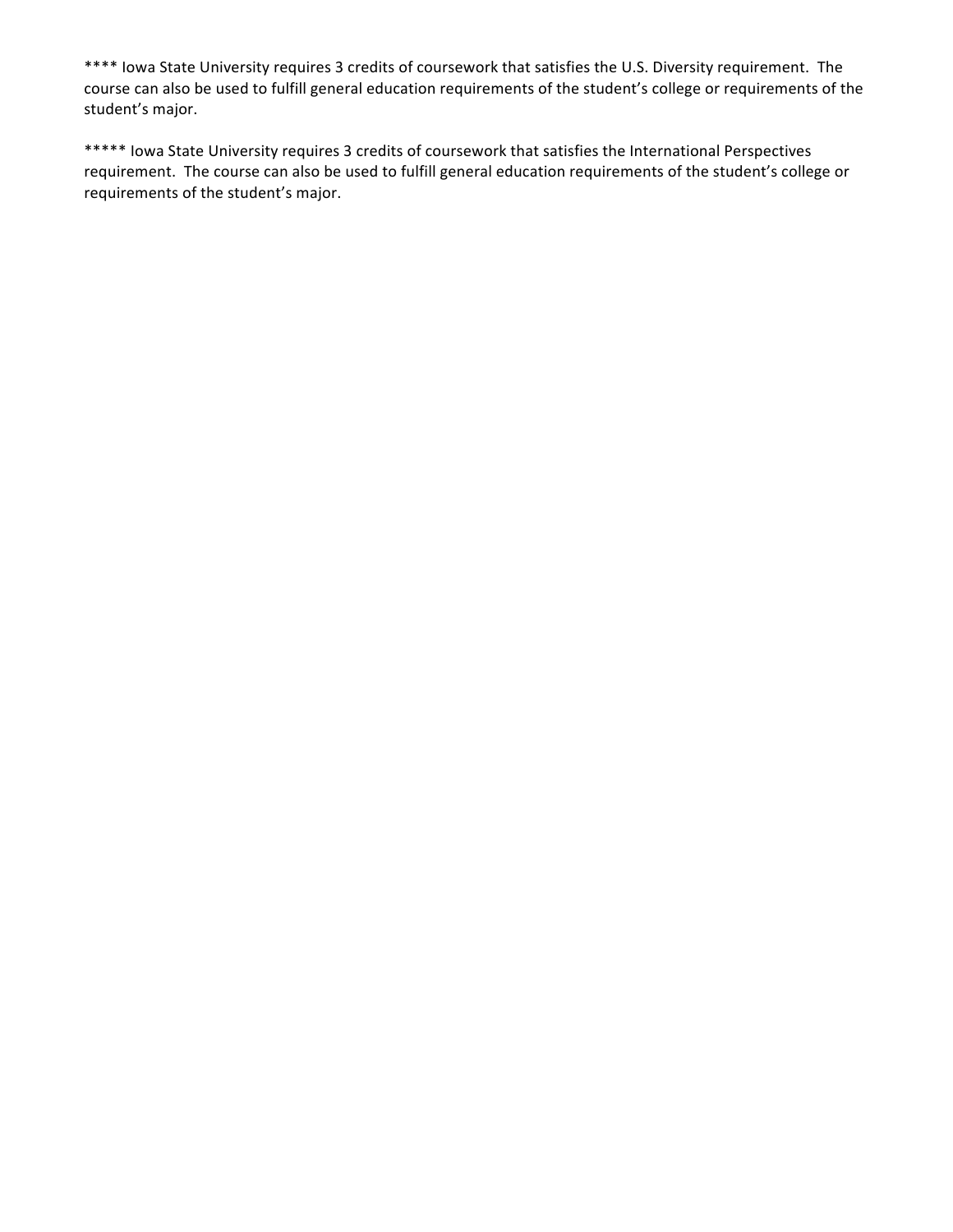**** Iowa State University requires 3 credits of coursework that satisfies the U.S. Diversity requirement. The course can also be used to fulfill general education requirements of the student's college or requirements of the student's major.

***** Iowa State University requires 3 credits of coursework that satisfies the International Perspectives requirement. The course can also be used to fulfill general education requirements of the student's college or requirements of the student's major.